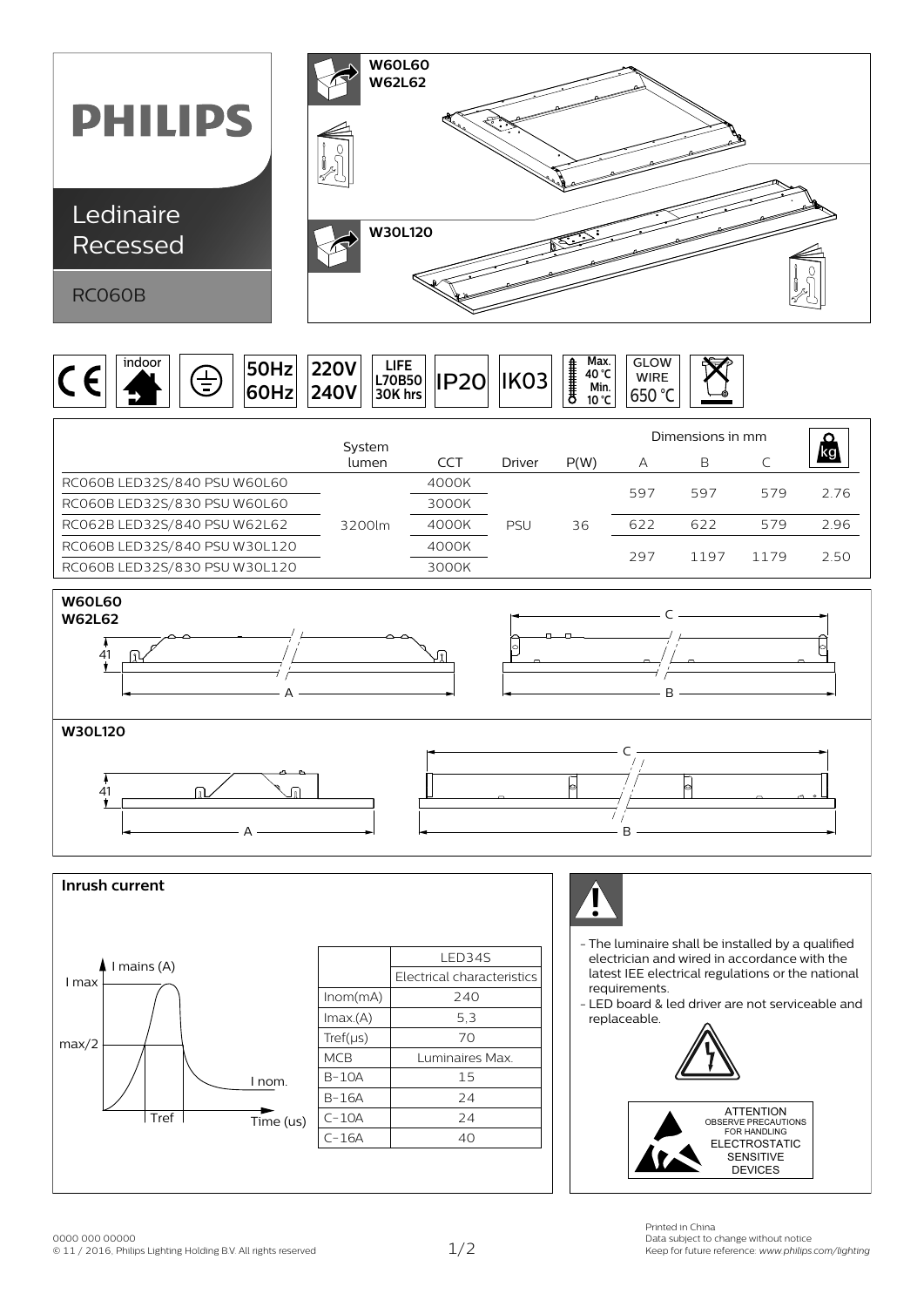# PHILIPS

## Ledinaire Recessed

RC060B

W60L60
W62L62

W30L120

indoor | 50Hz 60Hz | 220V 240V | LIFE L70B50 30K hrs | IP20 | IK03 | Max. 40 °C Min. 10 °C | GLOW WIRE 650 °C

| | System lumen | CCT | Driver | P(W) | Dimensions in mm A | B | C | kg |
|---|---|---|---|---|---|---|---|---|
| RC060B LED32S/840 PSU W60L60 | 3200lm | 4000K | PSU | 36 | 597 | 597 | 579 | 2.76 |
| RC060B LED32S/830 PSU W60L60 | | 3000K | | | | | | |
| RC062B LED32S/840 PSU W62L62 | | 4000K | | | 622 | 622 | 579 | 2.96 |
| RC060B LED32S/840 PSU W30L120 | | 4000K | | | 297 | 1197 | 1179 | 2.50 |
| RC060B LED32S/830 PSU W30L120 | | 3000K | | | | | | |

W60L60
W62L62

41 — A — B — C

W30L120

41 — A — B — C

## Inrush current

I mains (A) — I max — max/2 — I nom. — Tref — Time (us)

| | LED34S |
|---|---|
| | Electrical characteristics |
| Inom(mA) | 240 |
| Imax.(A) | 5,3 |
| Tref(μs) | 70 |
| MCB | Luminaires Max. |
| B-10A | 15 |
| B-16A | 24 |
| C-10A | 24 |
| C-16A | 40 |

- The luminaire shall be installed by a qualified electrician and wired in accordance with the latest IEE electrical regulations or the national requirements.
- LED board & led driver are not serviceable and replaceable.

ATTENTION
OBSERVE PRECAUTIONS FOR HANDLING
ELECTROSTATIC SENSITIVE DEVICES

0000 000 00000
© 11 / 2016, Philips Lighting Holding B.V. All rights reserved

Printed in China
Data subject to change without notice
Keep for future reference: *www.philips.com/lighting*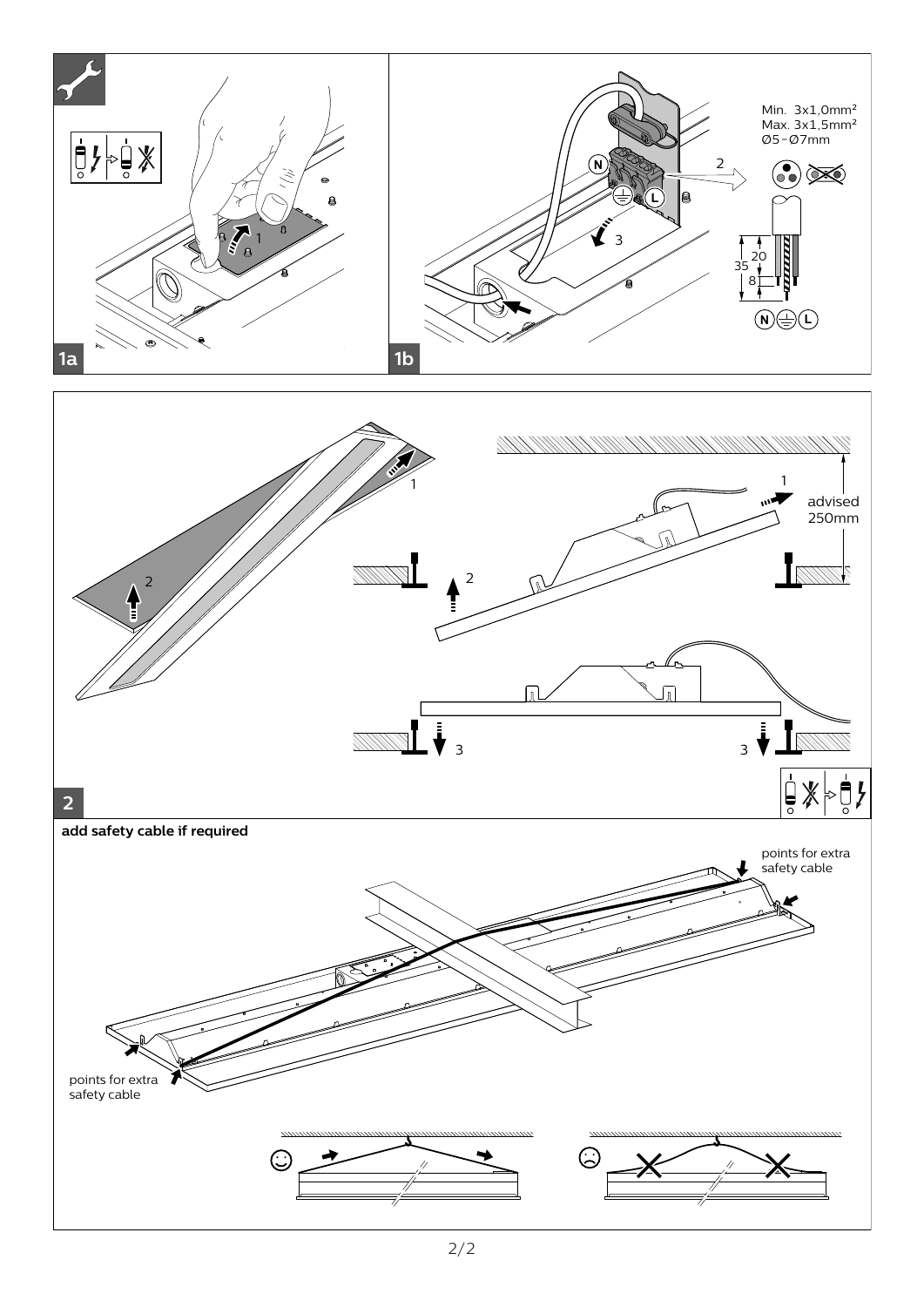1a

1

1b

Min. 3x1,0mm²
Max. 3x1,5mm²
Ø5-Ø7mm

N

L

2

3

35

20

8

N ⏚ L

1

2

1

advised
250mm

2

3

3

2

**add safety cable if required**

points for extra
safety cable

points for extra
safety cable